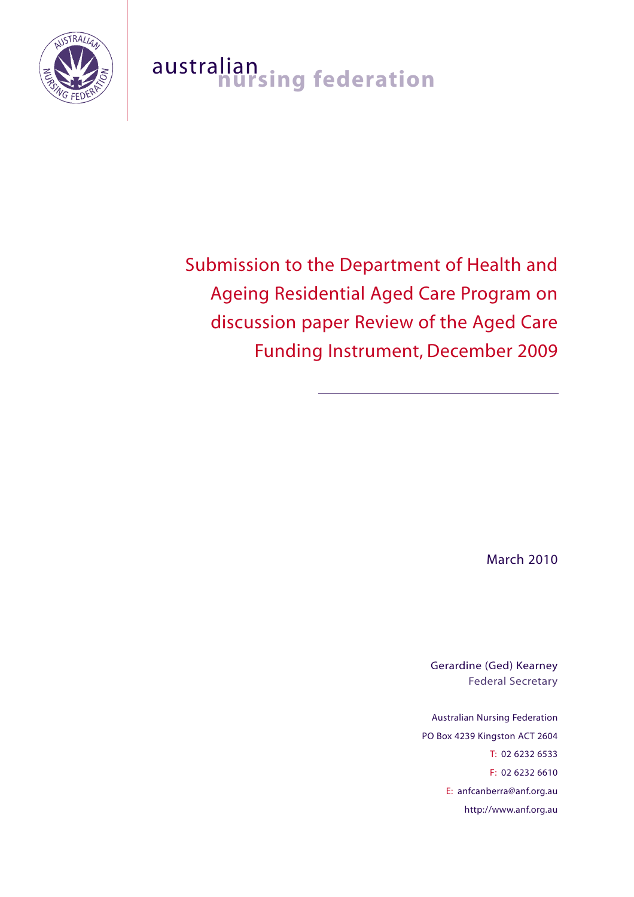australian nursing federation

# Submission to the Department of Health and Ageing Residential Aged Care Program on discussion paper Review of the Aged Care Funding Instrument, December 2009

March 2010

Gerardine (Ged) Kearney
Federal Secretary

Australian Nursing Federation
PO Box 4239 Kingston ACT 2604
T: 02 6232 6533
F: 02 6232 6610
E: anfcanberra@anf.org.au
http://www.anf.org.au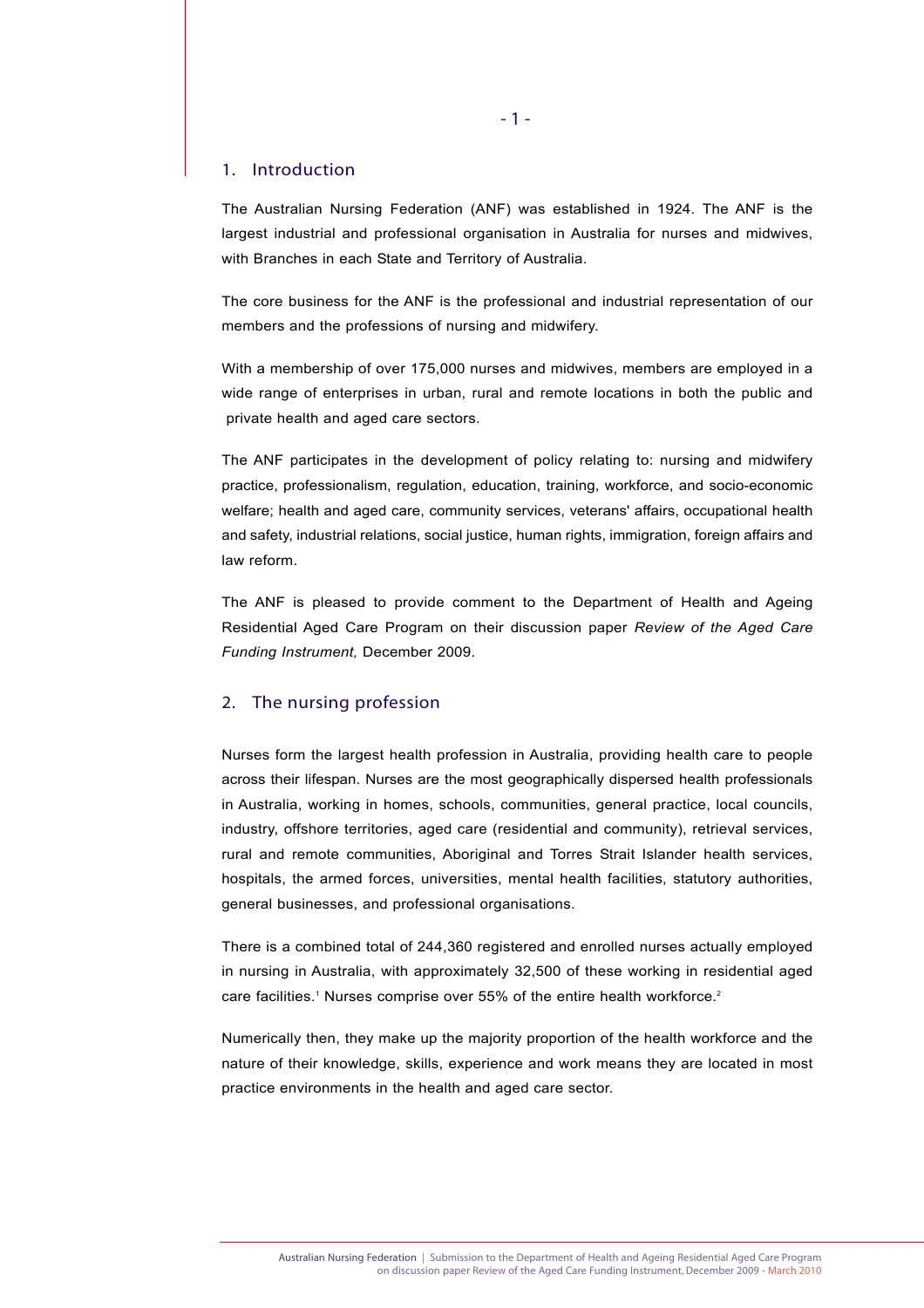## 1. Introduction

The Australian Nursing Federation (ANF) was established in 1924. The ANF is the largest industrial and professional organisation in Australia for nurses and midwives, with Branches in each State and Territory of Australia.

The core business for the ANF is the professional and industrial representation of our members and the professions of nursing and midwifery.

With a membership of over 175,000 nurses and midwives, members are employed in a wide range of enterprises in urban, rural and remote locations in both the public and private health and aged care sectors.

The ANF participates in the development of policy relating to: nursing and midwifery practice, professionalism, regulation, education, training, workforce, and socio-economic welfare; health and aged care, community services, veterans' affairs, occupational health and safety, industrial relations, social justice, human rights, immigration, foreign affairs and law reform.

The ANF is pleased to provide comment to the Department of Health and Ageing Residential Aged Care Program on their discussion paper *Review of the Aged Care Funding Instrument,* December 2009.

## 2. The nursing profession

Nurses form the largest health profession in Australia, providing health care to people across their lifespan. Nurses are the most geographically dispersed health professionals in Australia, working in homes, schools, communities, general practice, local councils, industry, offshore territories, aged care (residential and community), retrieval services, rural and remote communities, Aboriginal and Torres Strait Islander health services, hospitals, the armed forces, universities, mental health facilities, statutory authorities, general businesses, and professional organisations.

There is a combined total of 244,360 registered and enrolled nurses actually employed in nursing in Australia, with approximately 32,500 of these working in residential aged care facilities.[1] Nurses comprise over 55% of the entire health workforce.[2]

Numerically then, they make up the majority proportion of the health workforce and the nature of their knowledge, skills, experience and work means they are located in most practice environments in the health and aged care sector.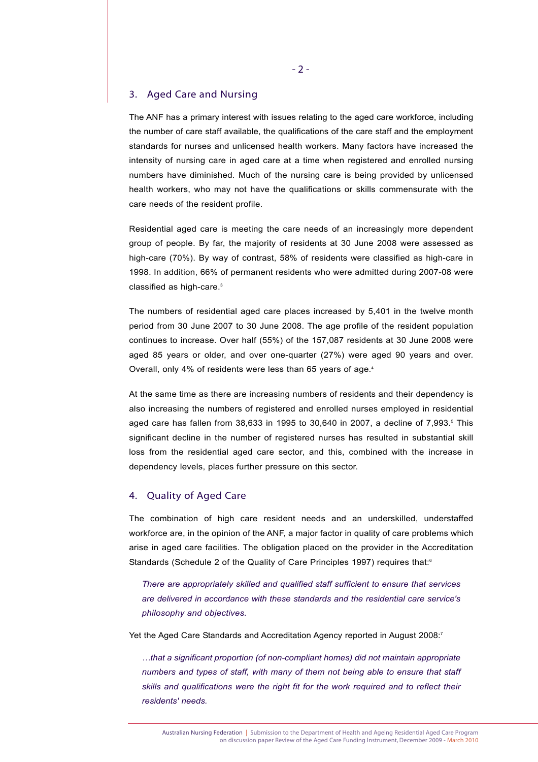## 3. Aged Care and Nursing

The ANF has a primary interest with issues relating to the aged care workforce, including the number of care staff available, the qualifications of the care staff and the employment standards for nurses and unlicensed health workers. Many factors have increased the intensity of nursing care in aged care at a time when registered and enrolled nursing numbers have diminished. Much of the nursing care is being provided by unlicensed health workers, who may not have the qualifications or skills commensurate with the care needs of the resident profile.

Residential aged care is meeting the care needs of an increasingly more dependent group of people. By far, the majority of residents at 30 June 2008 were assessed as high-care (70%). By way of contrast, 58% of residents were classified as high-care in 1998. In addition, 66% of permanent residents who were admitted during 2007-08 were classified as high-care.[3]

The numbers of residential aged care places increased by 5,401 in the twelve month period from 30 June 2007 to 30 June 2008. The age profile of the resident population continues to increase. Over half (55%) of the 157,087 residents at 30 June 2008 were aged 85 years or older, and over one-quarter (27%) were aged 90 years and over. Overall, only 4% of residents were less than 65 years of age.[4]

At the same time as there are increasing numbers of residents and their dependency is also increasing the numbers of registered and enrolled nurses employed in residential aged care has fallen from 38,633 in 1995 to 30,640 in 2007, a decline of 7,993.[5] This significant decline in the number of registered nurses has resulted in substantial skill loss from the residential aged care sector, and this, combined with the increase in dependency levels, places further pressure on this sector.

## 4. Quality of Aged Care

The combination of high care resident needs and an underskilled, understaffed workforce are, in the opinion of the ANF, a major factor in quality of care problems which arise in aged care facilities. The obligation placed on the provider in the Accreditation Standards (Schedule 2 of the Quality of Care Principles 1997) requires that:[6]

> *There are appropriately skilled and qualified staff sufficient to ensure that services are delivered in accordance with these standards and the residential care service's philosophy and objectives.*

Yet the Aged Care Standards and Accreditation Agency reported in August 2008:[7]

> *…that a significant proportion (of non-compliant homes) did not maintain appropriate numbers and types of staff, with many of them not being able to ensure that staff skills and qualifications were the right fit for the work required and to reflect their residents' needs.*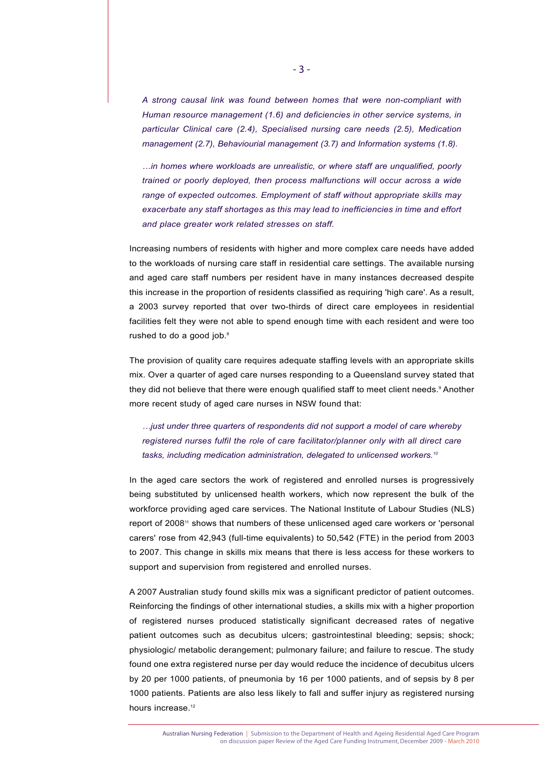*A strong causal link was found between homes that were non-compliant with Human resource management (1.6) and deficiencies in other service systems, in particular Clinical care (2.4), Specialised nursing care needs (2.5), Medication management (2.7), Behaviourial management (3.7) and Information systems (1.8).*

*…in homes where workloads are unrealistic, or where staff are unqualified, poorly trained or poorly deployed, then process malfunctions will occur across a wide range of expected outcomes. Employment of staff without appropriate skills may exacerbate any staff shortages as this may lead to inefficiencies in time and effort and place greater work related stresses on staff.*

Increasing numbers of residents with higher and more complex care needs have added to the workloads of nursing care staff in residential care settings. The available nursing and aged care staff numbers per resident have in many instances decreased despite this increase in the proportion of residents classified as requiring 'high care'. As a result, a 2003 survey reported that over two-thirds of direct care employees in residential facilities felt they were not able to spend enough time with each resident and were too rushed to do a good job.[8]

The provision of quality care requires adequate staffing levels with an appropriate skills mix. Over a quarter of aged care nurses responding to a Queensland survey stated that they did not believe that there were enough qualified staff to meet client needs.[9] Another more recent study of aged care nurses in NSW found that:

*…just under three quarters of respondents did not support a model of care whereby registered nurses fulfil the role of care facilitator/planner only with all direct care tasks, including medication administration, delegated to unlicensed workers.[10]*

In the aged care sectors the work of registered and enrolled nurses is progressively being substituted by unlicensed health workers, which now represent the bulk of the workforce providing aged care services. The National Institute of Labour Studies (NLS) report of 2008[11] shows that numbers of these unlicensed aged care workers or 'personal carers' rose from 42,943 (full-time equivalents) to 50,542 (FTE) in the period from 2003 to 2007. This change in skills mix means that there is less access for these workers to support and supervision from registered and enrolled nurses.

A 2007 Australian study found skills mix was a significant predictor of patient outcomes. Reinforcing the findings of other international studies, a skills mix with a higher proportion of registered nurses produced statistically significant decreased rates of negative patient outcomes such as decubitus ulcers; gastrointestinal bleeding; sepsis; shock; physiologic/ metabolic derangement; pulmonary failure; and failure to rescue. The study found one extra registered nurse per day would reduce the incidence of decubitus ulcers by 20 per 1000 patients, of pneumonia by 16 per 1000 patients, and of sepsis by 8 per 1000 patients. Patients are also less likely to fall and suffer injury as registered nursing hours increase.[12]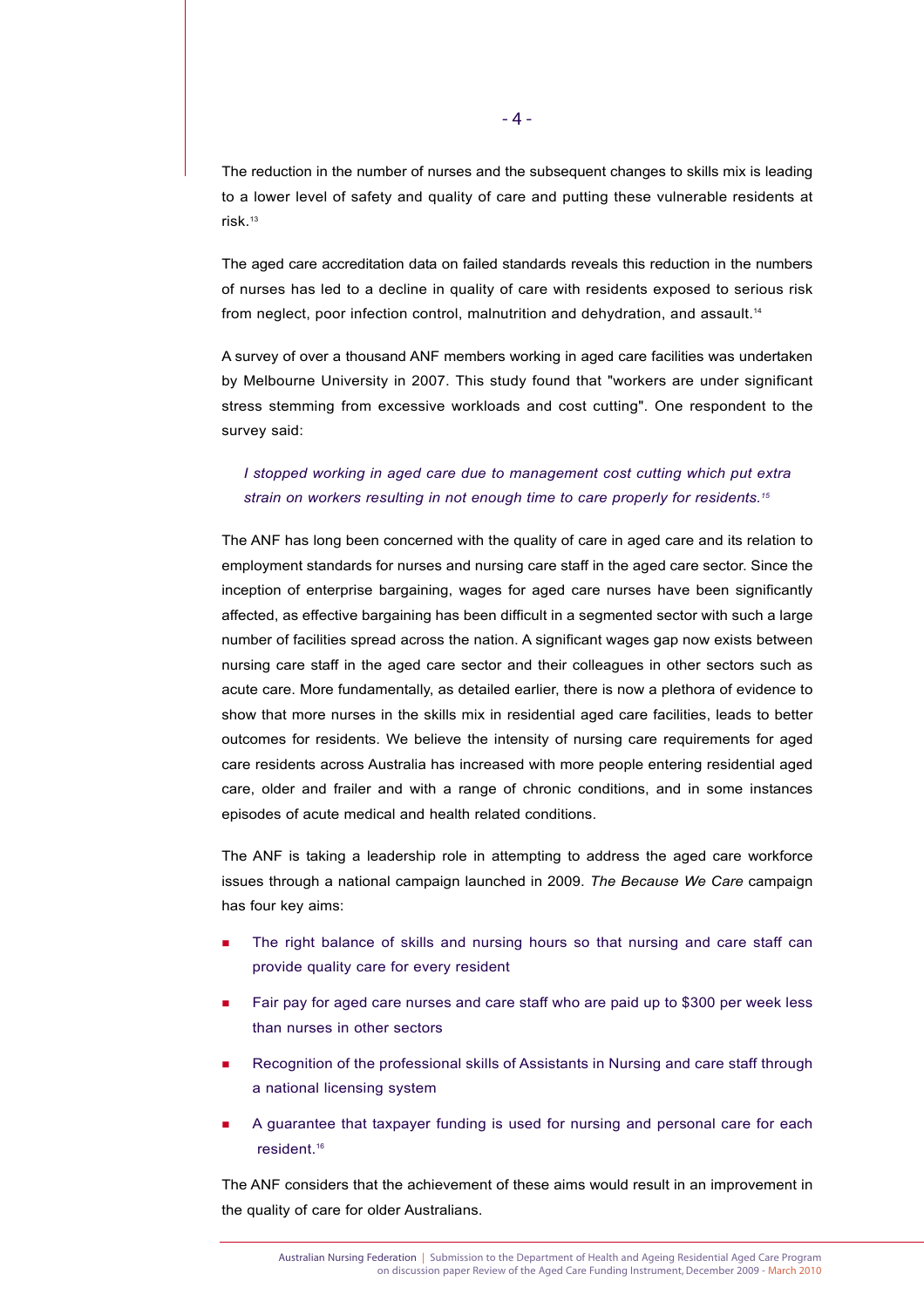The reduction in the number of nurses and the subsequent changes to skills mix is leading to a lower level of safety and quality of care and putting these vulnerable residents at risk.[13]

The aged care accreditation data on failed standards reveals this reduction in the numbers of nurses has led to a decline in quality of care with residents exposed to serious risk from neglect, poor infection control, malnutrition and dehydration, and assault.[14]

A survey of over a thousand ANF members working in aged care facilities was undertaken by Melbourne University in 2007. This study found that "workers are under significant stress stemming from excessive workloads and cost cutting". One respondent to the survey said:

> *I stopped working in aged care due to management cost cutting which put extra strain on workers resulting in not enough time to care properly for residents.*[15]

The ANF has long been concerned with the quality of care in aged care and its relation to employment standards for nurses and nursing care staff in the aged care sector. Since the inception of enterprise bargaining, wages for aged care nurses have been significantly affected, as effective bargaining has been difficult in a segmented sector with such a large number of facilities spread across the nation. A significant wages gap now exists between nursing care staff in the aged care sector and their colleagues in other sectors such as acute care. More fundamentally, as detailed earlier, there is now a plethora of evidence to show that more nurses in the skills mix in residential aged care facilities, leads to better outcomes for residents. We believe the intensity of nursing care requirements for aged care residents across Australia has increased with more people entering residential aged care, older and frailer and with a range of chronic conditions, and in some instances episodes of acute medical and health related conditions.

The ANF is taking a leadership role in attempting to address the aged care workforce issues through a national campaign launched in 2009. *The Because We Care* campaign has four key aims:

- The right balance of skills and nursing hours so that nursing and care staff can provide quality care for every resident
- Fair pay for aged care nurses and care staff who are paid up to $300 per week less than nurses in other sectors
- Recognition of the professional skills of Assistants in Nursing and care staff through a national licensing system
- A guarantee that taxpayer funding is used for nursing and personal care for each resident.[16]

The ANF considers that the achievement of these aims would result in an improvement in the quality of care for older Australians.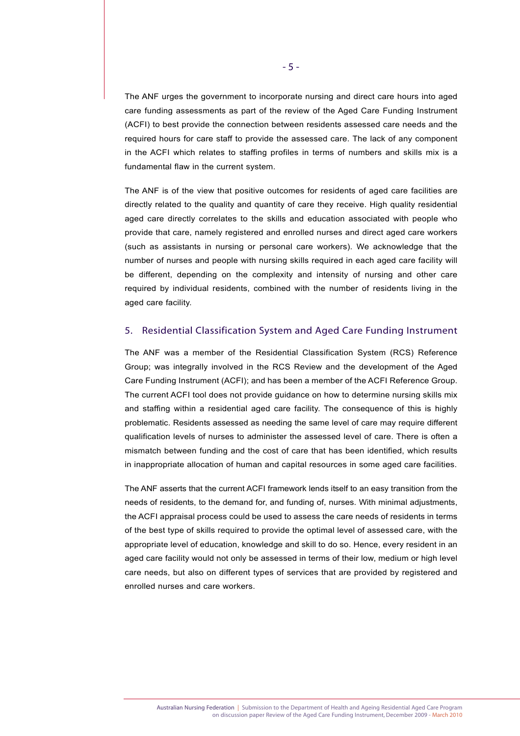The ANF urges the government to incorporate nursing and direct care hours into aged care funding assessments as part of the review of the Aged Care Funding Instrument (ACFI) to best provide the connection between residents assessed care needs and the required hours for care staff to provide the assessed care. The lack of any component in the ACFI which relates to staffing profiles in terms of numbers and skills mix is a fundamental flaw in the current system.

The ANF is of the view that positive outcomes for residents of aged care facilities are directly related to the quality and quantity of care they receive. High quality residential aged care directly correlates to the skills and education associated with people who provide that care, namely registered and enrolled nurses and direct aged care workers (such as assistants in nursing or personal care workers). We acknowledge that the number of nurses and people with nursing skills required in each aged care facility will be different, depending on the complexity and intensity of nursing and other care required by individual residents, combined with the number of residents living in the aged care facility.

## 5. Residential Classification System and Aged Care Funding Instrument

The ANF was a member of the Residential Classification System (RCS) Reference Group; was integrally involved in the RCS Review and the development of the Aged Care Funding Instrument (ACFI); and has been a member of the ACFI Reference Group. The current ACFI tool does not provide guidance on how to determine nursing skills mix and staffing within a residential aged care facility. The consequence of this is highly problematic. Residents assessed as needing the same level of care may require different qualification levels of nurses to administer the assessed level of care. There is often a mismatch between funding and the cost of care that has been identified, which results in inappropriate allocation of human and capital resources in some aged care facilities.

The ANF asserts that the current ACFI framework lends itself to an easy transition from the needs of residents, to the demand for, and funding of, nurses. With minimal adjustments, the ACFI appraisal process could be used to assess the care needs of residents in terms of the best type of skills required to provide the optimal level of assessed care, with the appropriate level of education, knowledge and skill to do so. Hence, every resident in an aged care facility would not only be assessed in terms of their low, medium or high level care needs, but also on different types of services that are provided by registered and enrolled nurses and care workers.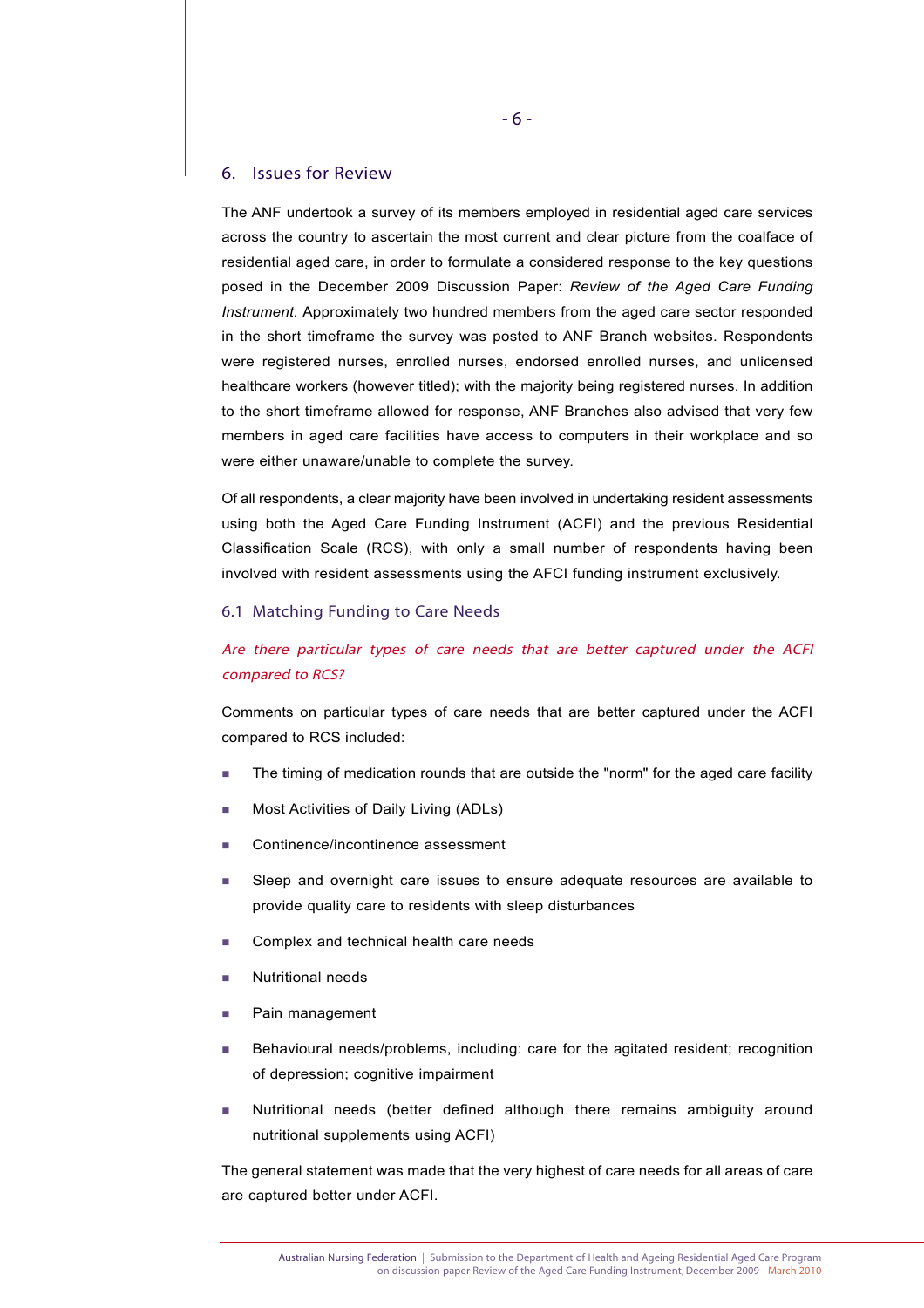## 6. Issues for Review

The ANF undertook a survey of its members employed in residential aged care services across the country to ascertain the most current and clear picture from the coalface of residential aged care, in order to formulate a considered response to the key questions posed in the December 2009 Discussion Paper: *Review of the Aged Care Funding Instrument*. Approximately two hundred members from the aged care sector responded in the short timeframe the survey was posted to ANF Branch websites. Respondents were registered nurses, enrolled nurses, endorsed enrolled nurses, and unlicensed healthcare workers (however titled); with the majority being registered nurses. In addition to the short timeframe allowed for response, ANF Branches also advised that very few members in aged care facilities have access to computers in their workplace and so were either unaware/unable to complete the survey.

Of all respondents, a clear majority have been involved in undertaking resident assessments using both the Aged Care Funding Instrument (ACFI) and the previous Residential Classification Scale (RCS), with only a small number of respondents having been involved with resident assessments using the AFCI funding instrument exclusively.

### 6.1 Matching Funding to Care Needs

*Are there particular types of care needs that are better captured under the ACFI compared to RCS?*

Comments on particular types of care needs that are better captured under the ACFI compared to RCS included:

- The timing of medication rounds that are outside the "norm" for the aged care facility
- Most Activities of Daily Living (ADLs)
- Continence/incontinence assessment
- Sleep and overnight care issues to ensure adequate resources are available to provide quality care to residents with sleep disturbances
- Complex and technical health care needs
- Nutritional needs
- Pain management
- Behavioural needs/problems, including: care for the agitated resident; recognition of depression; cognitive impairment
- Nutritional needs (better defined although there remains ambiguity around nutritional supplements using ACFI)

The general statement was made that the very highest of care needs for all areas of care are captured better under ACFI.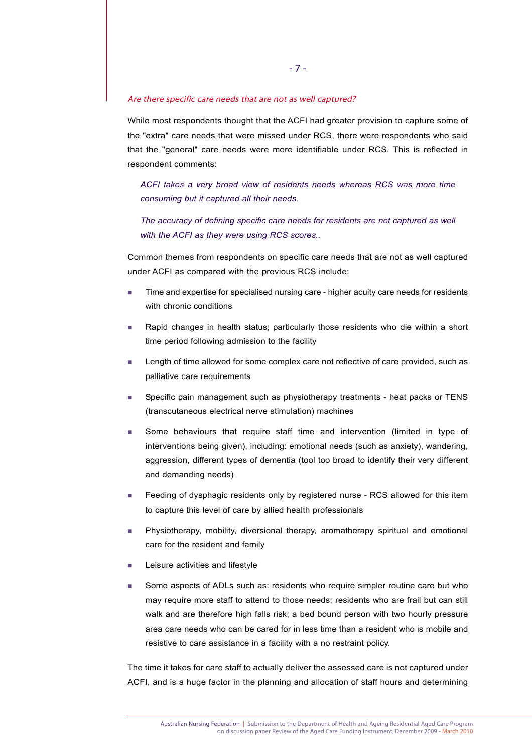*Are there specific care needs that are not as well captured?*

While most respondents thought that the ACFI had greater provision to capture some of the "extra" care needs that were missed under RCS, there were respondents who said that the "general" care needs were more identifiable under RCS. This is reflected in respondent comments:

> *ACFI takes a very broad view of residents needs whereas RCS was more time consuming but it captured all their needs.*
>
> *The accuracy of defining specific care needs for residents are not captured as well with the ACFI as they were using RCS scores..*

Common themes from respondents on specific care needs that are not as well captured under ACFI as compared with the previous RCS include:

- Time and expertise for specialised nursing care - higher acuity care needs for residents with chronic conditions
- Rapid changes in health status; particularly those residents who die within a short time period following admission to the facility
- Length of time allowed for some complex care not reflective of care provided, such as palliative care requirements
- Specific pain management such as physiotherapy treatments - heat packs or TENS (transcutaneous electrical nerve stimulation) machines
- Some behaviours that require staff time and intervention (limited in type of interventions being given), including: emotional needs (such as anxiety), wandering, aggression, different types of dementia (tool too broad to identify their very different and demanding needs)
- Feeding of dysphagic residents only by registered nurse - RCS allowed for this item to capture this level of care by allied health professionals
- Physiotherapy, mobility, diversional therapy, aromatherapy spiritual and emotional care for the resident and family
- Leisure activities and lifestyle
- Some aspects of ADLs such as: residents who require simpler routine care but who may require more staff to attend to those needs; residents who are frail but can still walk and are therefore high falls risk; a bed bound person with two hourly pressure area care needs who can be cared for in less time than a resident who is mobile and resistive to care assistance in a facility with a no restraint policy.

The time it takes for care staff to actually deliver the assessed care is not captured under ACFI, and is a huge factor in the planning and allocation of staff hours and determining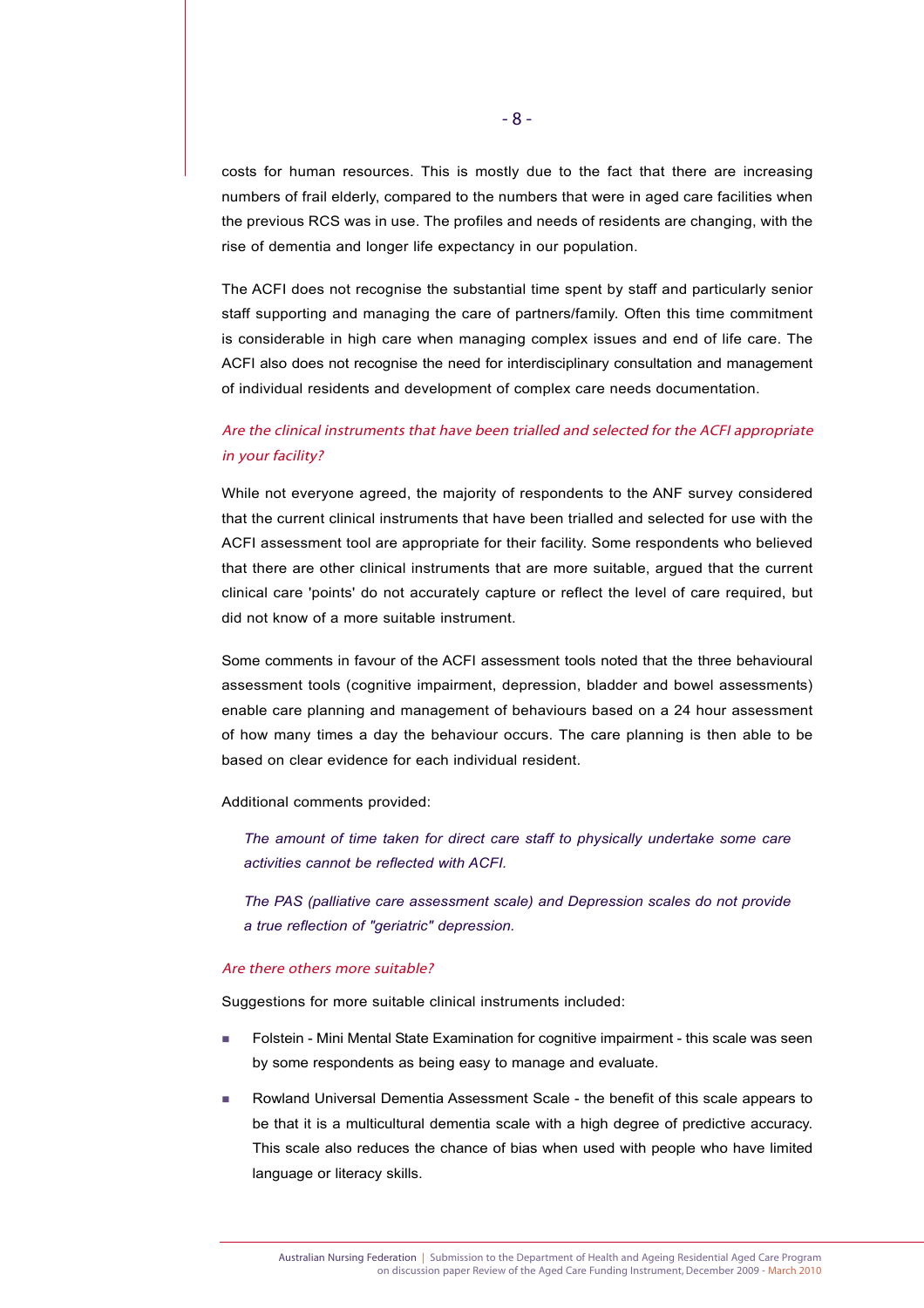costs for human resources. This is mostly due to the fact that there are increasing numbers of frail elderly, compared to the numbers that were in aged care facilities when the previous RCS was in use. The profiles and needs of residents are changing, with the rise of dementia and longer life expectancy in our population.

The ACFI does not recognise the substantial time spent by staff and particularly senior staff supporting and managing the care of partners/family. Often this time commitment is considerable in high care when managing complex issues and end of life care. The ACFI also does not recognise the need for interdisciplinary consultation and management of individual residents and development of complex care needs documentation.

*Are the clinical instruments that have been trialled and selected for the ACFI appropriate in your facility?*

While not everyone agreed, the majority of respondents to the ANF survey considered that the current clinical instruments that have been trialled and selected for use with the ACFI assessment tool are appropriate for their facility. Some respondents who believed that there are other clinical instruments that are more suitable, argued that the current clinical care 'points' do not accurately capture or reflect the level of care required, but did not know of a more suitable instrument.

Some comments in favour of the ACFI assessment tools noted that the three behavioural assessment tools (cognitive impairment, depression, bladder and bowel assessments) enable care planning and management of behaviours based on a 24 hour assessment of how many times a day the behaviour occurs. The care planning is then able to be based on clear evidence for each individual resident.

Additional comments provided:

> *The amount of time taken for direct care staff to physically undertake some care activities cannot be reflected with ACFI.*
>
> *The PAS (palliative care assessment scale) and Depression scales do not provide a true reflection of "geriatric" depression.*

*Are there others more suitable?*

Suggestions for more suitable clinical instruments included:

- Folstein - Mini Mental State Examination for cognitive impairment - this scale was seen by some respondents as being easy to manage and evaluate.
- Rowland Universal Dementia Assessment Scale - the benefit of this scale appears to be that it is a multicultural dementia scale with a high degree of predictive accuracy. This scale also reduces the chance of bias when used with people who have limited language or literacy skills.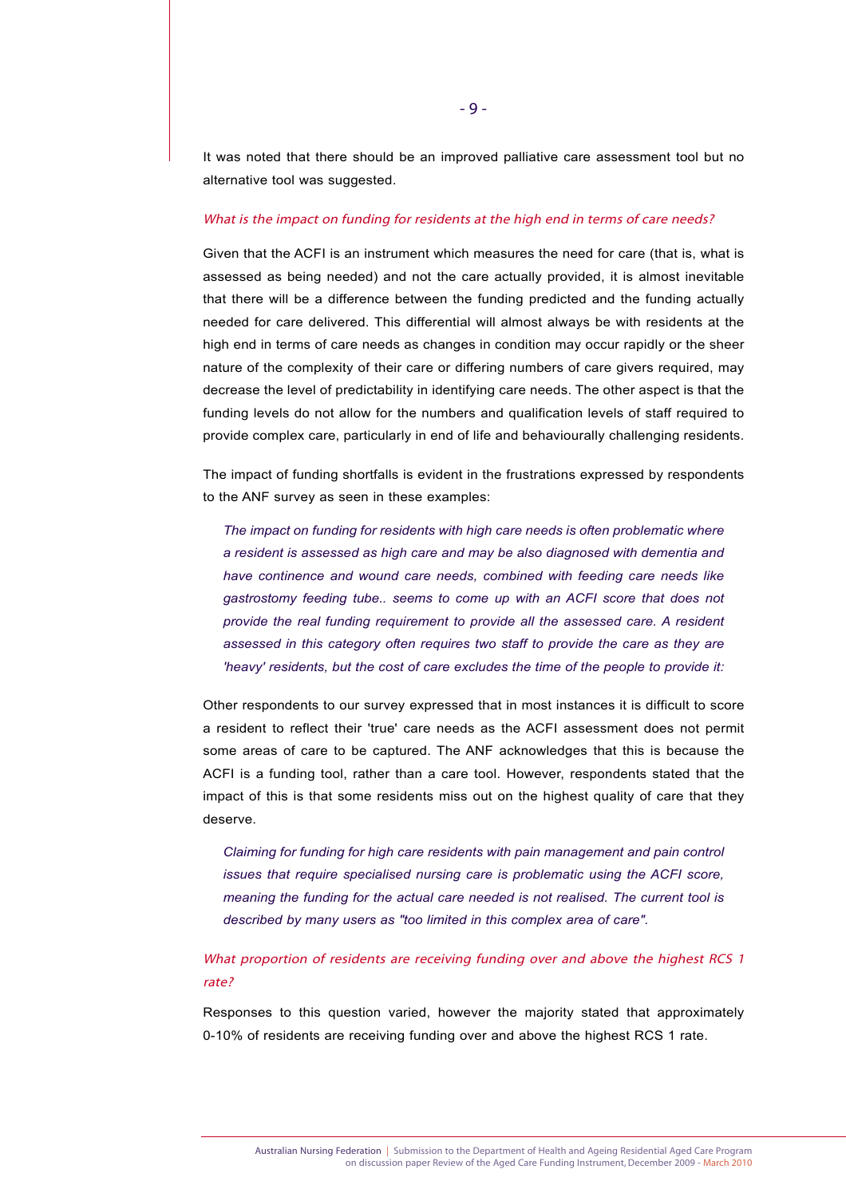It was noted that there should be an improved palliative care assessment tool but no alternative tool was suggested.

### *What is the impact on funding for residents at the high end in terms of care needs?*

Given that the ACFI is an instrument which measures the need for care (that is, what is assessed as being needed) and not the care actually provided, it is almost inevitable that there will be a difference between the funding predicted and the funding actually needed for care delivered. This differential will almost always be with residents at the high end in terms of care needs as changes in condition may occur rapidly or the sheer nature of the complexity of their care or differing numbers of care givers required, may decrease the level of predictability in identifying care needs. The other aspect is that the funding levels do not allow for the numbers and qualification levels of staff required to provide complex care, particularly in end of life and behaviourally challenging residents.

The impact of funding shortfalls is evident in the frustrations expressed by respondents to the ANF survey as seen in these examples:

> *The impact on funding for residents with high care needs is often problematic where a resident is assessed as high care and may be also diagnosed with dementia and have continence and wound care needs, combined with feeding care needs like gastrostomy feeding tube.. seems to come up with an ACFI score that does not provide the real funding requirement to provide all the assessed care. A resident assessed in this category often requires two staff to provide the care as they are 'heavy' residents, but the cost of care excludes the time of the people to provide it:*

Other respondents to our survey expressed that in most instances it is difficult to score a resident to reflect their 'true' care needs as the ACFI assessment does not permit some areas of care to be captured. The ANF acknowledges that this is because the ACFI is a funding tool, rather than a care tool. However, respondents stated that the impact of this is that some residents miss out on the highest quality of care that they deserve.

> *Claiming for funding for high care residents with pain management and pain control issues that require specialised nursing care is problematic using the ACFI score, meaning the funding for the actual care needed is not realised. The current tool is described by many users as "too limited in this complex area of care".*

### *What proportion of residents are receiving funding over and above the highest RCS 1 rate?*

Responses to this question varied, however the majority stated that approximately 0-10% of residents are receiving funding over and above the highest RCS 1 rate.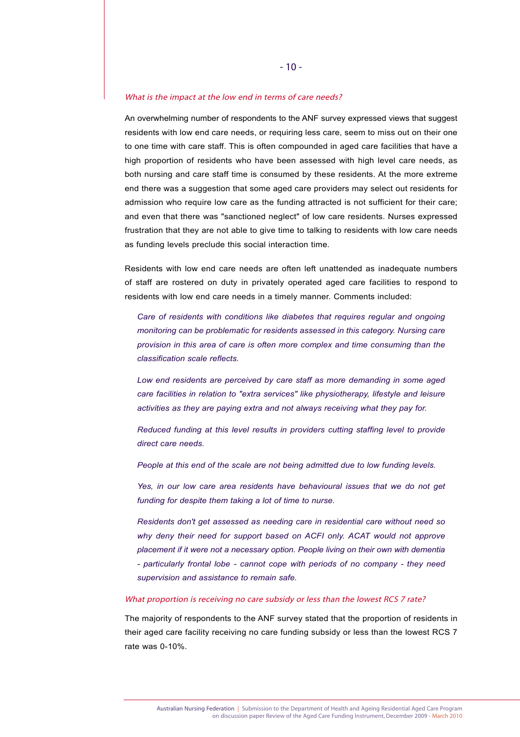### *What is the impact at the low end in terms of care needs?*

An overwhelming number of respondents to the ANF survey expressed views that suggest residents with low end care needs, or requiring less care, seem to miss out on their one to one time with care staff. This is often compounded in aged care facilities that have a high proportion of residents who have been assessed with high level care needs, as both nursing and care staff time is consumed by these residents. At the more extreme end there was a suggestion that some aged care providers may select out residents for admission who require low care as the funding attracted is not sufficient for their care; and even that there was "sanctioned neglect" of low care residents. Nurses expressed frustration that they are not able to give time to talking to residents with low care needs as funding levels preclude this social interaction time.

Residents with low end care needs are often left unattended as inadequate numbers of staff are rostered on duty in privately operated aged care facilities to respond to residents with low end care needs in a timely manner. Comments included:

> *Care of residents with conditions like diabetes that requires regular and ongoing monitoring can be problematic for residents assessed in this category. Nursing care provision in this area of care is often more complex and time consuming than the classification scale reflects.*
>
> *Low end residents are perceived by care staff as more demanding in some aged care facilities in relation to "extra services" like physiotherapy, lifestyle and leisure activities as they are paying extra and not always receiving what they pay for.*
>
> *Reduced funding at this level results in providers cutting staffing level to provide direct care needs.*
>
> *People at this end of the scale are not being admitted due to low funding levels.*
>
> *Yes, in our low care area residents have behavioural issues that we do not get funding for despite them taking a lot of time to nurse.*
>
> *Residents don't get assessed as needing care in residential care without need so why deny their need for support based on ACFI only. ACAT would not approve placement if it were not a necessary option. People living on their own with dementia - particularly frontal lobe - cannot cope with periods of no company - they need supervision and assistance to remain safe.*

### *What proportion is receiving no care subsidy or less than the lowest RCS 7 rate?*

The majority of respondents to the ANF survey stated that the proportion of residents in their aged care facility receiving no care funding subsidy or less than the lowest RCS 7 rate was 0-10%.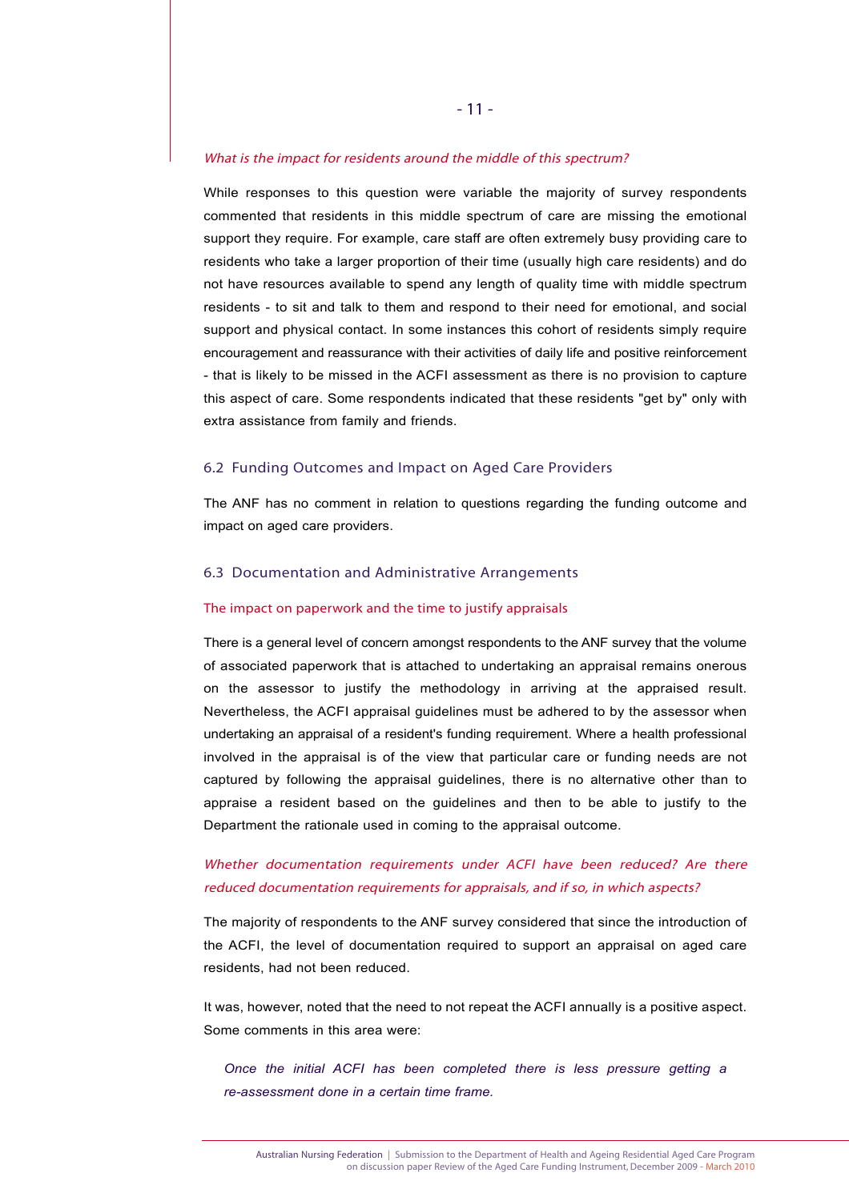*What is the impact for residents around the middle of this spectrum?*

While responses to this question were variable the majority of survey respondents commented that residents in this middle spectrum of care are missing the emotional support they require. For example, care staff are often extremely busy providing care to residents who take a larger proportion of their time (usually high care residents) and do not have resources available to spend any length of quality time with middle spectrum residents - to sit and talk to them and respond to their need for emotional, and social support and physical contact. In some instances this cohort of residents simply require encouragement and reassurance with their activities of daily life and positive reinforcement - that is likely to be missed in the ACFI assessment as there is no provision to capture this aspect of care. Some respondents indicated that these residents "get by" only with extra assistance from family and friends.

## 6.2 Funding Outcomes and Impact on Aged Care Providers

The ANF has no comment in relation to questions regarding the funding outcome and impact on aged care providers.

## 6.3 Documentation and Administrative Arrangements

### The impact on paperwork and the time to justify appraisals

There is a general level of concern amongst respondents to the ANF survey that the volume of associated paperwork that is attached to undertaking an appraisal remains onerous on the assessor to justify the methodology in arriving at the appraised result. Nevertheless, the ACFI appraisal guidelines must be adhered to by the assessor when undertaking an appraisal of a resident's funding requirement. Where a health professional involved in the appraisal is of the view that particular care or funding needs are not captured by following the appraisal guidelines, there is no alternative other than to appraise a resident based on the guidelines and then to be able to justify to the Department the rationale used in coming to the appraisal outcome.

*Whether documentation requirements under ACFI have been reduced? Are there reduced documentation requirements for appraisals, and if so, in which aspects?*

The majority of respondents to the ANF survey considered that since the introduction of the ACFI, the level of documentation required to support an appraisal on aged care residents, had not been reduced.

It was, however, noted that the need to not repeat the ACFI annually is a positive aspect. Some comments in this area were:

> *Once the initial ACFI has been completed there is less pressure getting a re-assessment done in a certain time frame.*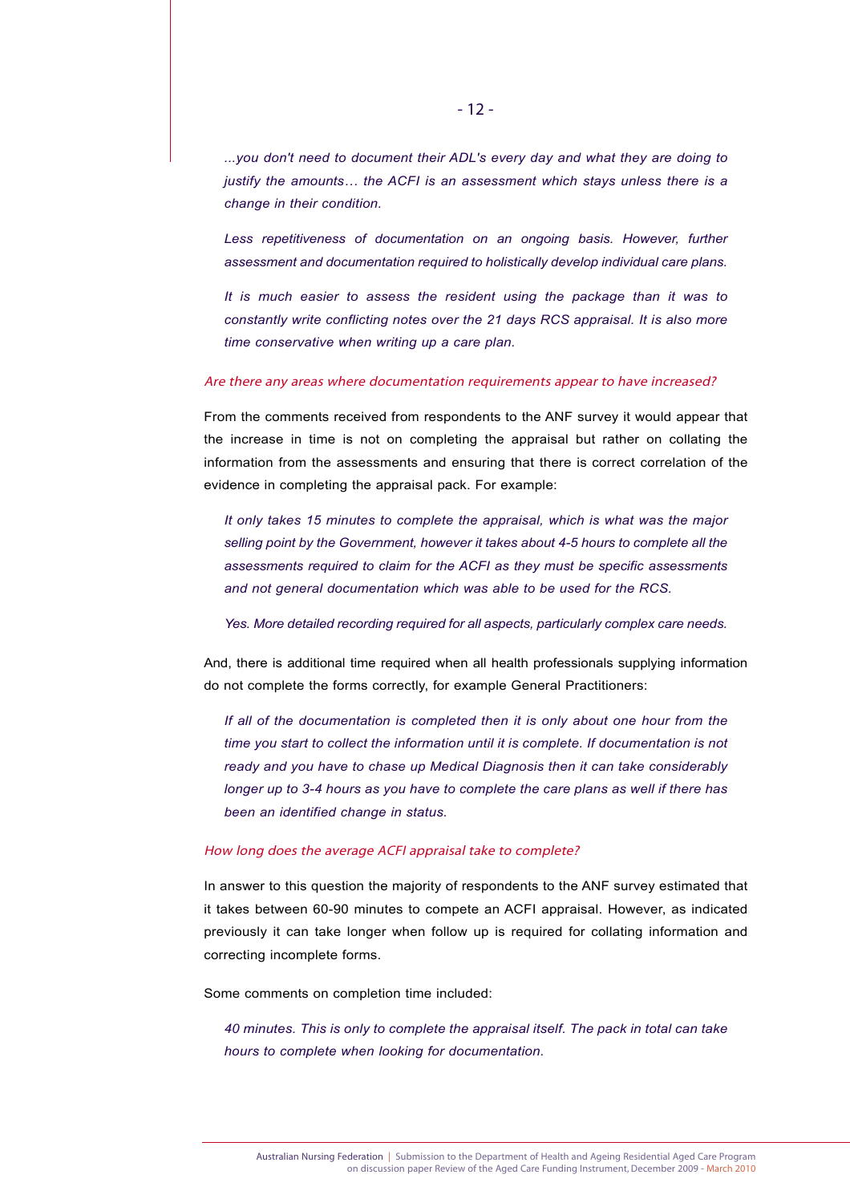*...you don't need to document their ADL's every day and what they are doing to justify the amounts… the ACFI is an assessment which stays unless there is a change in their condition.*

*Less repetitiveness of documentation on an ongoing basis. However, further assessment and documentation required to holistically develop individual care plans.*

*It is much easier to assess the resident using the package than it was to constantly write conflicting notes over the 21 days RCS appraisal. It is also more time conservative when writing up a care plan.*

*Are there any areas where documentation requirements appear to have increased?*

From the comments received from respondents to the ANF survey it would appear that the increase in time is not on completing the appraisal but rather on collating the information from the assessments and ensuring that there is correct correlation of the evidence in completing the appraisal pack. For example:

*It only takes 15 minutes to complete the appraisal, which is what was the major selling point by the Government, however it takes about 4-5 hours to complete all the assessments required to claim for the ACFI as they must be specific assessments and not general documentation which was able to be used for the RCS.*

*Yes. More detailed recording required for all aspects, particularly complex care needs.*

And, there is additional time required when all health professionals supplying information do not complete the forms correctly, for example General Practitioners:

*If all of the documentation is completed then it is only about one hour from the time you start to collect the information until it is complete. If documentation is not ready and you have to chase up Medical Diagnosis then it can take considerably longer up to 3-4 hours as you have to complete the care plans as well if there has been an identified change in status.*

*How long does the average ACFI appraisal take to complete?*

In answer to this question the majority of respondents to the ANF survey estimated that it takes between 60-90 minutes to compete an ACFI appraisal. However, as indicated previously it can take longer when follow up is required for collating information and correcting incomplete forms.

Some comments on completion time included:

*40 minutes. This is only to complete the appraisal itself. The pack in total can take hours to complete when looking for documentation.*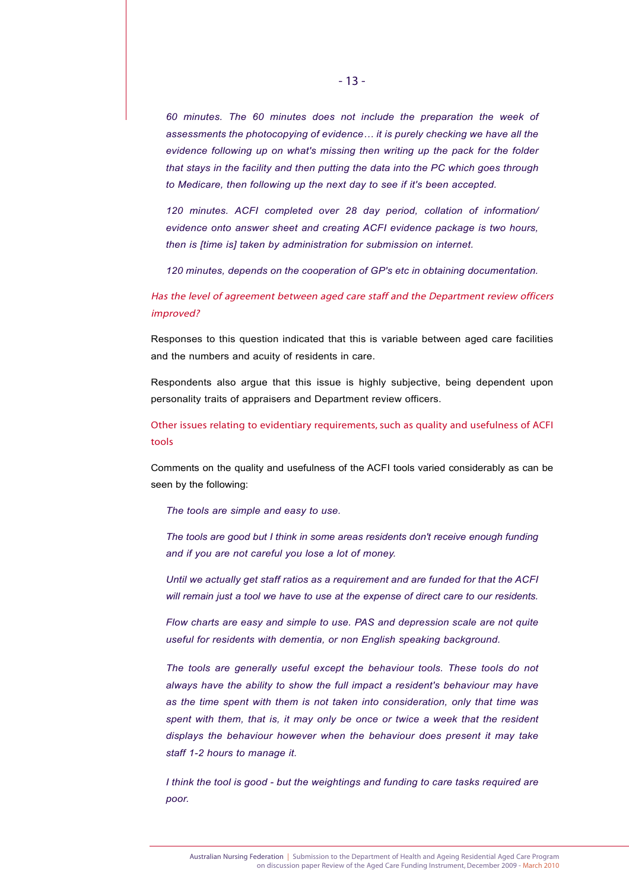*60 minutes. The 60 minutes does not include the preparation the week of assessments the photocopying of evidence… it is purely checking we have all the evidence following up on what's missing then writing up the pack for the folder that stays in the facility and then putting the data into the PC which goes through to Medicare, then following up the next day to see if it's been accepted.*

*120 minutes. ACFI completed over 28 day period, collation of information/ evidence onto answer sheet and creating ACFI evidence package is two hours, then is [time is] taken by administration for submission on internet.*

*120 minutes, depends on the cooperation of GP's etc in obtaining documentation.*

*Has the level of agreement between aged care staff and the Department review officers improved?*

Responses to this question indicated that this is variable between aged care facilities and the numbers and acuity of residents in care.

Respondents also argue that this issue is highly subjective, being dependent upon personality traits of appraisers and Department review officers.

Other issues relating to evidentiary requirements, such as quality and usefulness of ACFI tools

Comments on the quality and usefulness of the ACFI tools varied considerably as can be seen by the following:

*The tools are simple and easy to use.*

*The tools are good but I think in some areas residents don't receive enough funding and if you are not careful you lose a lot of money.*

*Until we actually get staff ratios as a requirement and are funded for that the ACFI will remain just a tool we have to use at the expense of direct care to our residents.*

*Flow charts are easy and simple to use. PAS and depression scale are not quite useful for residents with dementia, or non English speaking background.*

*The tools are generally useful except the behaviour tools. These tools do not always have the ability to show the full impact a resident's behaviour may have as the time spent with them is not taken into consideration, only that time was spent with them, that is, it may only be once or twice a week that the resident displays the behaviour however when the behaviour does present it may take staff 1-2 hours to manage it.*

*I think the tool is good - but the weightings and funding to care tasks required are poor.*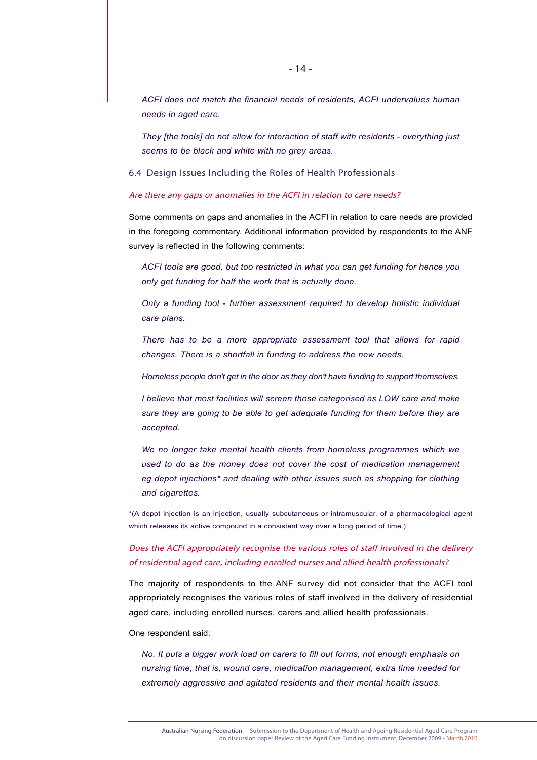*ACFI does not match the financial needs of residents, ACFI undervalues human needs in aged care.*

*They [the tools] do not allow for interaction of staff with residents - everything just seems to be black and white with no grey areas.*

### 6.4 Design Issues Including the Roles of Health Professionals

*Are there any gaps or anomalies in the ACFI in relation to care needs?*

Some comments on gaps and anomalies in the ACFI in relation to care needs are provided in the foregoing commentary. Additional information provided by respondents to the ANF survey is reflected in the following comments:

*ACFI tools are good, but too restricted in what you can get funding for hence you only get funding for half the work that is actually done.*

*Only a funding tool - further assessment required to develop holistic individual care plans.*

*There has to be a more appropriate assessment tool that allows for rapid changes. There is a shortfall in funding to address the new needs.*

*Homeless people don't get in the door as they don't have funding to support themselves.*

*I believe that most facilities will screen those categorised as LOW care and make sure they are going to be able to get adequate funding for them before they are accepted.*

*We no longer take mental health clients from homeless programmes which we used to do as the money does not cover the cost of medication management eg depot injections* and dealing with other issues such as shopping for clothing and cigarettes.*

*(A depot injection is an injection, usually subcutaneous or intramuscular, of a pharmacological agent which releases its active compound in a consistent way over a long period of time.)

*Does the ACFI appropriately recognise the various roles of staff involved in the delivery of residential aged care, including enrolled nurses and allied health professionals?*

The majority of respondents to the ANF survey did not consider that the ACFI tool appropriately recognises the various roles of staff involved in the delivery of residential aged care, including enrolled nurses, carers and allied health professionals.

One respondent said:

*No. It puts a bigger work load on carers to fill out forms, not enough emphasis on nursing time, that is, wound care, medication management, extra time needed for extremely aggressive and agitated residents and their mental health issues.*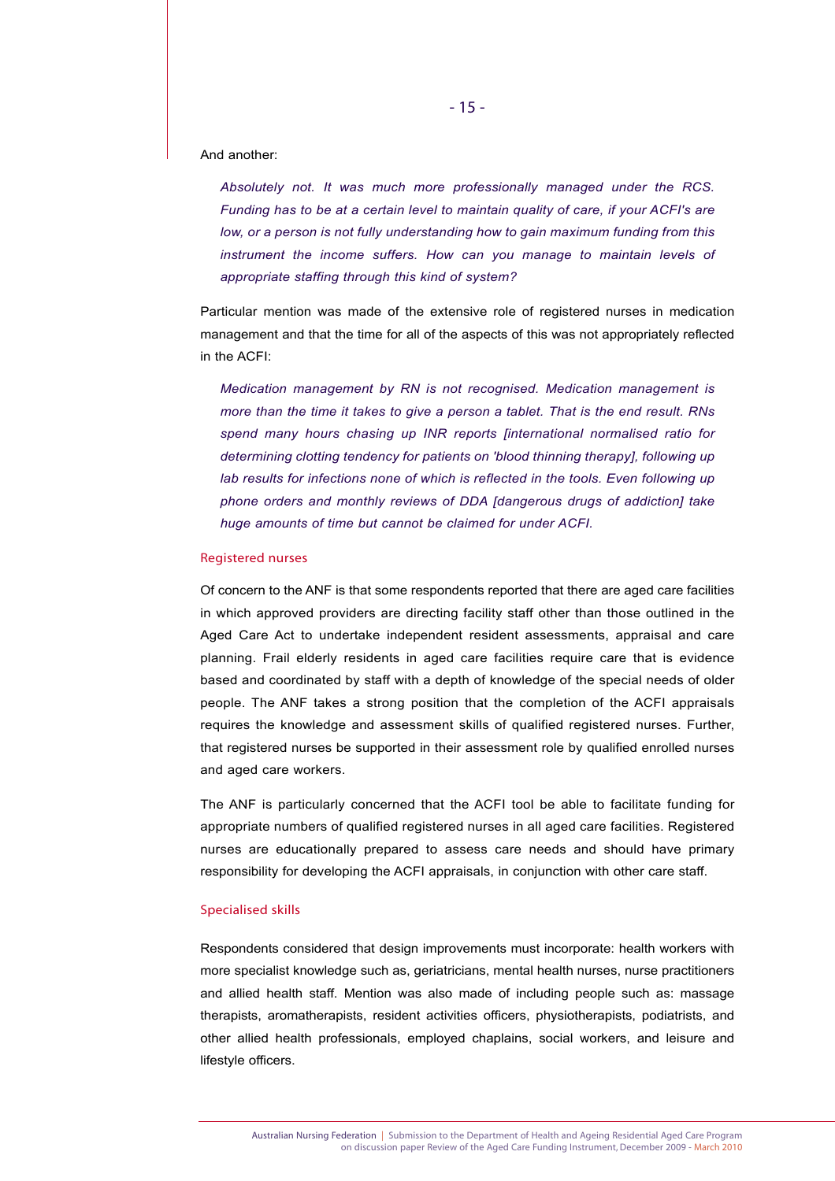And another:

> *Absolutely not. It was much more professionally managed under the RCS. Funding has to be at a certain level to maintain quality of care, if your ACFI's are low, or a person is not fully understanding how to gain maximum funding from this instrument the income suffers. How can you manage to maintain levels of appropriate staffing through this kind of system?*

Particular mention was made of the extensive role of registered nurses in medication management and that the time for all of the aspects of this was not appropriately reflected in the ACFI:

> *Medication management by RN is not recognised. Medication management is more than the time it takes to give a person a tablet. That is the end result. RNs spend many hours chasing up INR reports [international normalised ratio for determining clotting tendency for patients on 'blood thinning therapy], following up lab results for infections none of which is reflected in the tools. Even following up phone orders and monthly reviews of DDA [dangerous drugs of addiction] take huge amounts of time but cannot be claimed for under ACFI.*

### Registered nurses

Of concern to the ANF is that some respondents reported that there are aged care facilities in which approved providers are directing facility staff other than those outlined in the Aged Care Act to undertake independent resident assessments, appraisal and care planning. Frail elderly residents in aged care facilities require care that is evidence based and coordinated by staff with a depth of knowledge of the special needs of older people. The ANF takes a strong position that the completion of the ACFI appraisals requires the knowledge and assessment skills of qualified registered nurses. Further, that registered nurses be supported in their assessment role by qualified enrolled nurses and aged care workers.

The ANF is particularly concerned that the ACFI tool be able to facilitate funding for appropriate numbers of qualified registered nurses in all aged care facilities. Registered nurses are educationally prepared to assess care needs and should have primary responsibility for developing the ACFI appraisals, in conjunction with other care staff.

### Specialised skills

Respondents considered that design improvements must incorporate: health workers with more specialist knowledge such as, geriatricians, mental health nurses, nurse practitioners and allied health staff. Mention was also made of including people such as: massage therapists, aromatherapists, resident activities officers, physiotherapists, podiatrists, and other allied health professionals, employed chaplains, social workers, and leisure and lifestyle officers.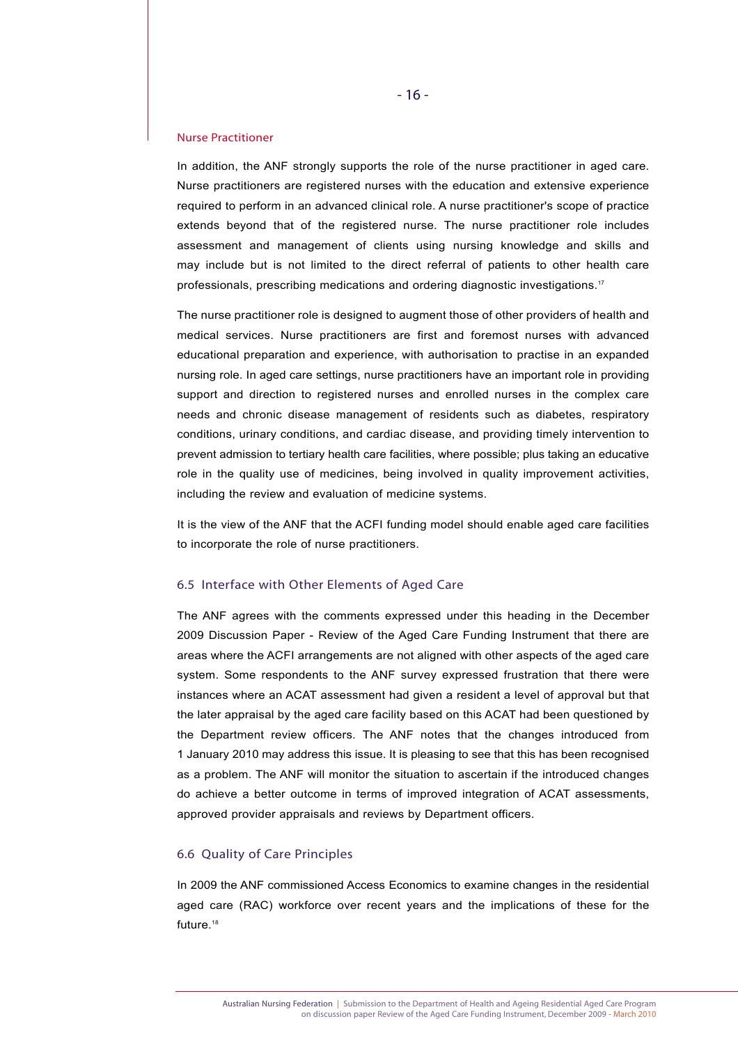### Nurse Practitioner

In addition, the ANF strongly supports the role of the nurse practitioner in aged care. Nurse practitioners are registered nurses with the education and extensive experience required to perform in an advanced clinical role. A nurse practitioner's scope of practice extends beyond that of the registered nurse. The nurse practitioner role includes assessment and management of clients using nursing knowledge and skills and may include but is not limited to the direct referral of patients to other health care professionals, prescribing medications and ordering diagnostic investigations.[17]

The nurse practitioner role is designed to augment those of other providers of health and medical services. Nurse practitioners are first and foremost nurses with advanced educational preparation and experience, with authorisation to practise in an expanded nursing role. In aged care settings, nurse practitioners have an important role in providing support and direction to registered nurses and enrolled nurses in the complex care needs and chronic disease management of residents such as diabetes, respiratory conditions, urinary conditions, and cardiac disease, and providing timely intervention to prevent admission to tertiary health care facilities, where possible; plus taking an educative role in the quality use of medicines, being involved in quality improvement activities, including the review and evaluation of medicine systems.

It is the view of the ANF that the ACFI funding model should enable aged care facilities to incorporate the role of nurse practitioners.

## 6.5 Interface with Other Elements of Aged Care

The ANF agrees with the comments expressed under this heading in the December 2009 Discussion Paper - Review of the Aged Care Funding Instrument that there are areas where the ACFI arrangements are not aligned with other aspects of the aged care system. Some respondents to the ANF survey expressed frustration that there were instances where an ACAT assessment had given a resident a level of approval but that the later appraisal by the aged care facility based on this ACAT had been questioned by the Department review officers. The ANF notes that the changes introduced from 1 January 2010 may address this issue. It is pleasing to see that this has been recognised as a problem. The ANF will monitor the situation to ascertain if the introduced changes do achieve a better outcome in terms of improved integration of ACAT assessments, approved provider appraisals and reviews by Department officers.

## 6.6 Quality of Care Principles

In 2009 the ANF commissioned Access Economics to examine changes in the residential aged care (RAC) workforce over recent years and the implications of these for the future.[18]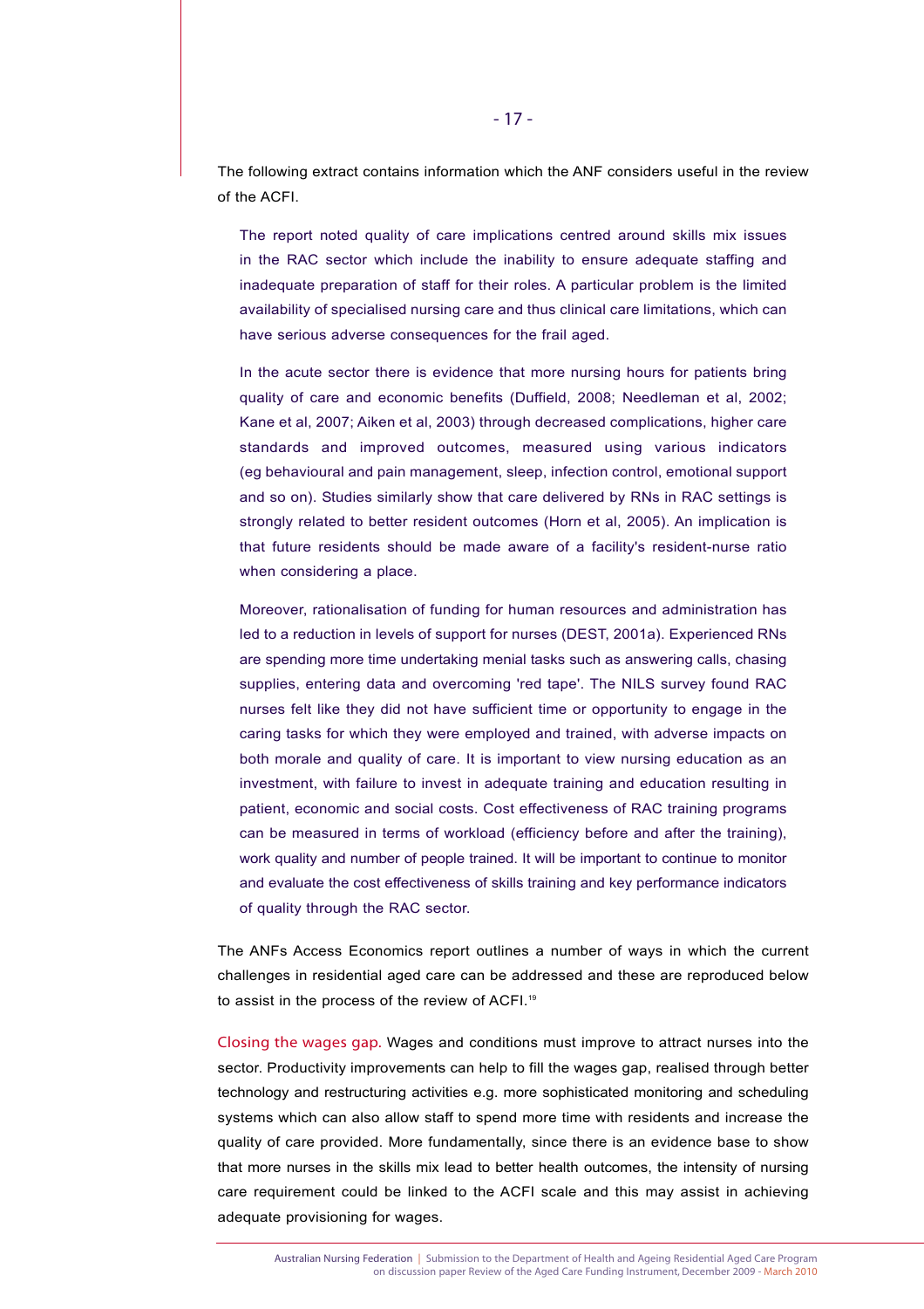The following extract contains information which the ANF considers useful in the review of the ACFI.

> The report noted quality of care implications centred around skills mix issues in the RAC sector which include the inability to ensure adequate staffing and inadequate preparation of staff for their roles. A particular problem is the limited availability of specialised nursing care and thus clinical care limitations, which can have serious adverse consequences for the frail aged.
>
> In the acute sector there is evidence that more nursing hours for patients bring quality of care and economic benefits (Duffield, 2008; Needleman et al, 2002; Kane et al, 2007; Aiken et al, 2003) through decreased complications, higher care standards and improved outcomes, measured using various indicators (eg behavioural and pain management, sleep, infection control, emotional support and so on). Studies similarly show that care delivered by RNs in RAC settings is strongly related to better resident outcomes (Horn et al, 2005). An implication is that future residents should be made aware of a facility's resident-nurse ratio when considering a place.
>
> Moreover, rationalisation of funding for human resources and administration has led to a reduction in levels of support for nurses (DEST, 2001a). Experienced RNs are spending more time undertaking menial tasks such as answering calls, chasing supplies, entering data and overcoming 'red tape'. The NILS survey found RAC nurses felt like they did not have sufficient time or opportunity to engage in the caring tasks for which they were employed and trained, with adverse impacts on both morale and quality of care. It is important to view nursing education as an investment, with failure to invest in adequate training and education resulting in patient, economic and social costs. Cost effectiveness of RAC training programs can be measured in terms of workload (efficiency before and after the training), work quality and number of people trained. It will be important to continue to monitor and evaluate the cost effectiveness of skills training and key performance indicators of quality through the RAC sector.

The ANFs Access Economics report outlines a number of ways in which the current challenges in residential aged care can be addressed and these are reproduced below to assist in the process of the review of ACFI.[19]

Closing the wages gap. Wages and conditions must improve to attract nurses into the sector. Productivity improvements can help to fill the wages gap, realised through better technology and restructuring activities e.g. more sophisticated monitoring and scheduling systems which can also allow staff to spend more time with residents and increase the quality of care provided. More fundamentally, since there is an evidence base to show that more nurses in the skills mix lead to better health outcomes, the intensity of nursing care requirement could be linked to the ACFI scale and this may assist in achieving adequate provisioning for wages.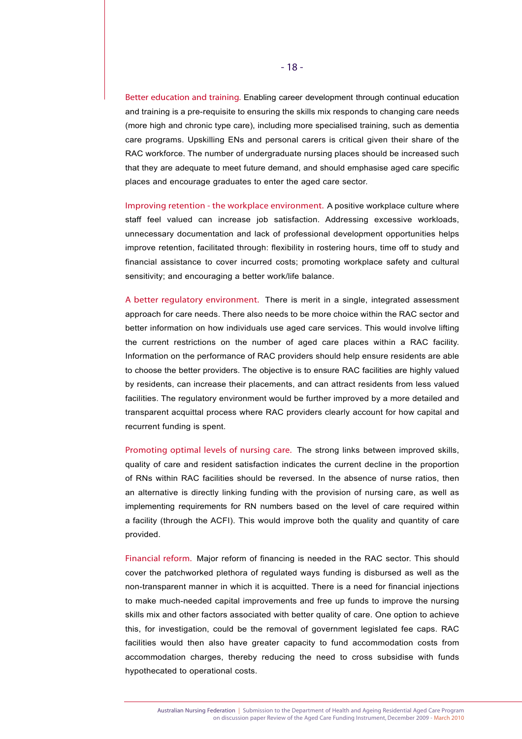Better education and training. Enabling career development through continual education and training is a pre-requisite to ensuring the skills mix responds to changing care needs (more high and chronic type care), including more specialised training, such as dementia care programs. Upskilling ENs and personal carers is critical given their share of the RAC workforce. The number of undergraduate nursing places should be increased such that they are adequate to meet future demand, and should emphasise aged care specific places and encourage graduates to enter the aged care sector.

Improving retention - the workplace environment. A positive workplace culture where staff feel valued can increase job satisfaction. Addressing excessive workloads, unnecessary documentation and lack of professional development opportunities helps improve retention, facilitated through: flexibility in rostering hours, time off to study and financial assistance to cover incurred costs; promoting workplace safety and cultural sensitivity; and encouraging a better work/life balance.

A better regulatory environment. There is merit in a single, integrated assessment approach for care needs. There also needs to be more choice within the RAC sector and better information on how individuals use aged care services. This would involve lifting the current restrictions on the number of aged care places within a RAC facility. Information on the performance of RAC providers should help ensure residents are able to choose the better providers. The objective is to ensure RAC facilities are highly valued by residents, can increase their placements, and can attract residents from less valued facilities. The regulatory environment would be further improved by a more detailed and transparent acquittal process where RAC providers clearly account for how capital and recurrent funding is spent.

Promoting optimal levels of nursing care. The strong links between improved skills, quality of care and resident satisfaction indicates the current decline in the proportion of RNs within RAC facilities should be reversed. In the absence of nurse ratios, then an alternative is directly linking funding with the provision of nursing care, as well as implementing requirements for RN numbers based on the level of care required within a facility (through the ACFI). This would improve both the quality and quantity of care provided.

Financial reform. Major reform of financing is needed in the RAC sector. This should cover the patchworked plethora of regulated ways funding is disbursed as well as the non-transparent manner in which it is acquitted. There is a need for financial injections to make much-needed capital improvements and free up funds to improve the nursing skills mix and other factors associated with better quality of care. One option to achieve this, for investigation, could be the removal of government legislated fee caps. RAC facilities would then also have greater capacity to fund accommodation costs from accommodation charges, thereby reducing the need to cross subsidise with funds hypothecated to operational costs.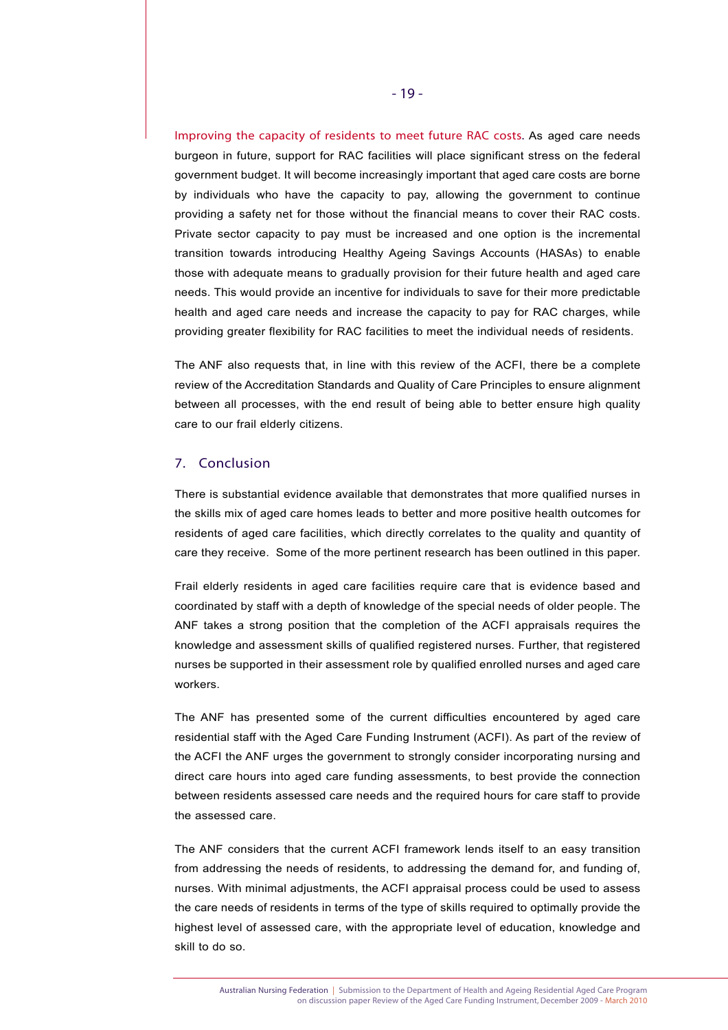Improving the capacity of residents to meet future RAC costs. As aged care needs burgeon in future, support for RAC facilities will place significant stress on the federal government budget. It will become increasingly important that aged care costs are borne by individuals who have the capacity to pay, allowing the government to continue providing a safety net for those without the financial means to cover their RAC costs. Private sector capacity to pay must be increased and one option is the incremental transition towards introducing Healthy Ageing Savings Accounts (HASAs) to enable those with adequate means to gradually provision for their future health and aged care needs. This would provide an incentive for individuals to save for their more predictable health and aged care needs and increase the capacity to pay for RAC charges, while providing greater flexibility for RAC facilities to meet the individual needs of residents.

The ANF also requests that, in line with this review of the ACFI, there be a complete review of the Accreditation Standards and Quality of Care Principles to ensure alignment between all processes, with the end result of being able to better ensure high quality care to our frail elderly citizens.

## 7. Conclusion

There is substantial evidence available that demonstrates that more qualified nurses in the skills mix of aged care homes leads to better and more positive health outcomes for residents of aged care facilities, which directly correlates to the quality and quantity of care they receive. Some of the more pertinent research has been outlined in this paper.

Frail elderly residents in aged care facilities require care that is evidence based and coordinated by staff with a depth of knowledge of the special needs of older people. The ANF takes a strong position that the completion of the ACFI appraisals requires the knowledge and assessment skills of qualified registered nurses. Further, that registered nurses be supported in their assessment role by qualified enrolled nurses and aged care workers.

The ANF has presented some of the current difficulties encountered by aged care residential staff with the Aged Care Funding Instrument (ACFI). As part of the review of the ACFI the ANF urges the government to strongly consider incorporating nursing and direct care hours into aged care funding assessments, to best provide the connection between residents assessed care needs and the required hours for care staff to provide the assessed care.

The ANF considers that the current ACFI framework lends itself to an easy transition from addressing the needs of residents, to addressing the demand for, and funding of, nurses. With minimal adjustments, the ACFI appraisal process could be used to assess the care needs of residents in terms of the type of skills required to optimally provide the highest level of assessed care, with the appropriate level of education, knowledge and skill to do so.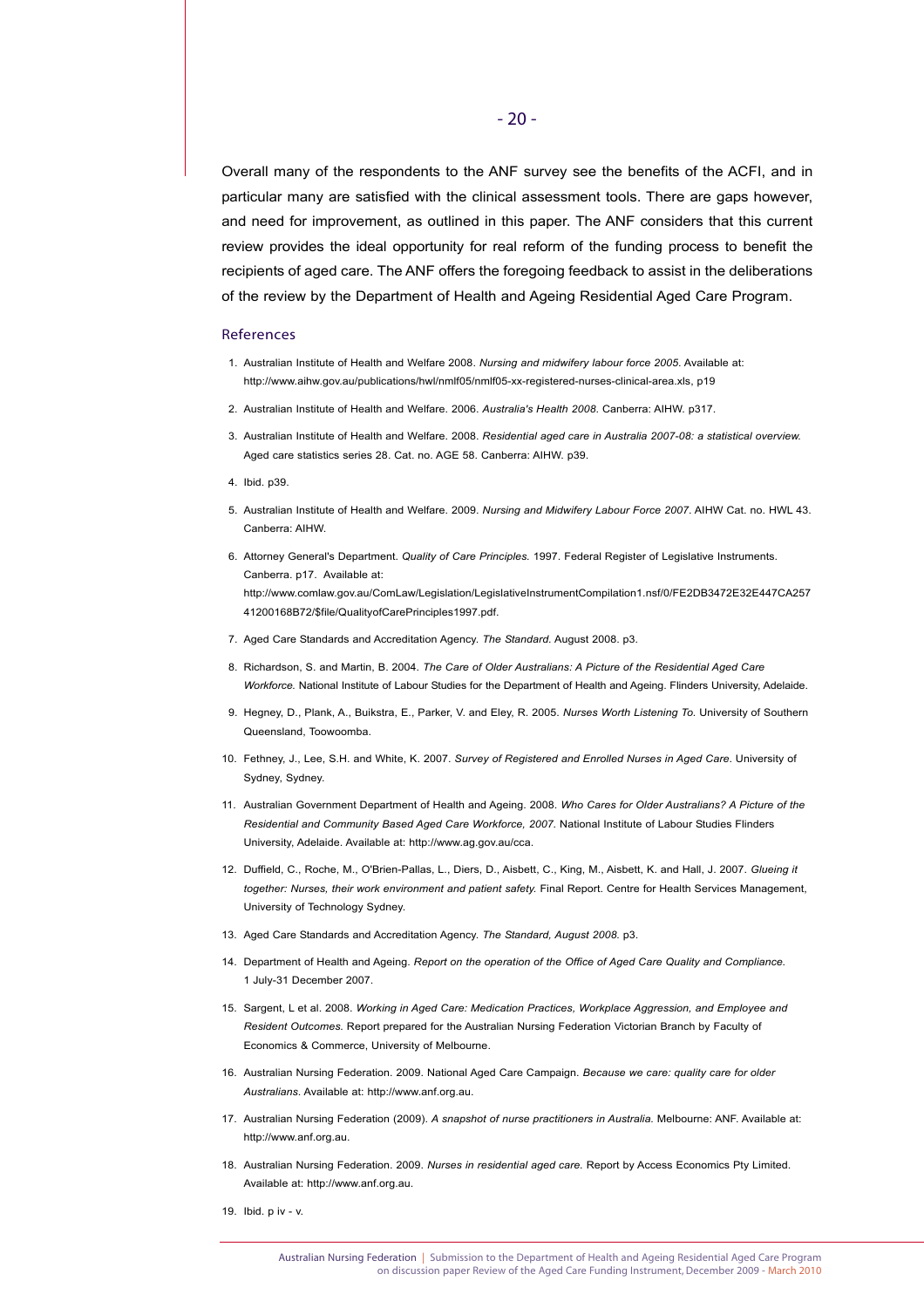Overall many of the respondents to the ANF survey see the benefits of the ACFI, and in particular many are satisfied with the clinical assessment tools. There are gaps however, and need for improvement, as outlined in this paper. The ANF considers that this current review provides the ideal opportunity for real reform of the funding process to benefit the recipients of aged care. The ANF offers the foregoing feedback to assist in the deliberations of the review by the Department of Health and Ageing Residential Aged Care Program.

## References

1. Australian Institute of Health and Welfare 2008. *Nursing and midwifery labour force 2005*. Available at: http://www.aihw.gov.au/publications/hwl/nmlf05/nmlf05-xx-registered-nurses-clinical-area.xls, p19
2. Australian Institute of Health and Welfare. 2006. *Australia's Health 2008.* Canberra: AIHW. p317.
3. Australian Institute of Health and Welfare. 2008. *Residential aged care in Australia 2007-08: a statistical overview.* Aged care statistics series 28. Cat. no. AGE 58. Canberra: AIHW. p39.
4. Ibid. p39.
5. Australian Institute of Health and Welfare. 2009. *Nursing and Midwifery Labour Force 2007*. AIHW Cat. no. HWL 43. Canberra: AIHW.
6. Attorney General's Department. *Quality of Care Principles.* 1997. Federal Register of Legislative Instruments. Canberra. p17. Available at: http://www.comlaw.gov.au/ComLaw/Legislation/LegislativeInstrumentCompilation1.nsf/0/FE2DB3472E32E447CA25741200168B72/$file/QualityofCarePrinciples1997.pdf.
7. Aged Care Standards and Accreditation Agency. *The Standard.* August 2008. p3.
8. Richardson, S. and Martin, B. 2004. *The Care of Older Australians: A Picture of the Residential Aged Care Workforce.* National Institute of Labour Studies for the Department of Health and Ageing. Flinders University, Adelaide.
9. Hegney, D., Plank, A., Buikstra, E., Parker, V. and Eley, R. 2005. *Nurses Worth Listening To.* University of Southern Queensland, Toowoomba.
10. Fethney, J., Lee, S.H. and White, K. 2007. *Survey of Registered and Enrolled Nurses in Aged Care*. University of Sydney, Sydney.
11. Australian Government Department of Health and Ageing. 2008. *Who Cares for Older Australians? A Picture of the Residential and Community Based Aged Care Workforce, 2007.* National Institute of Labour Studies Flinders University, Adelaide. Available at: http://www.ag.gov.au/cca.
12. Duffield, C., Roche, M., O'Brien-Pallas, L., Diers, D., Aisbett, C., King, M., Aisbett, K. and Hall, J. 2007. *Glueing it together: Nurses, their work environment and patient safety.* Final Report. Centre for Health Services Management, University of Technology Sydney.
13. Aged Care Standards and Accreditation Agency. *The Standard, August 2008.* p3.
14. Department of Health and Ageing. *Report on the operation of the Office of Aged Care Quality and Compliance.* 1 July-31 December 2007.
15. Sargent, L et al. 2008. *Working in Aged Care: Medication Practices, Workplace Aggression, and Employee and Resident Outcomes.* Report prepared for the Australian Nursing Federation Victorian Branch by Faculty of Economics & Commerce, University of Melbourne.
16. Australian Nursing Federation. 2009. National Aged Care Campaign. *Because we care: quality care for older Australians*. Available at: http://www.anf.org.au.
17. Australian Nursing Federation (2009). *A snapshot of nurse practitioners in Australia.* Melbourne: ANF. Available at: http://www.anf.org.au.
18. Australian Nursing Federation. 2009. *Nurses in residential aged care.* Report by Access Economics Pty Limited. Available at: http://www.anf.org.au.
19. Ibid. p iv - v.